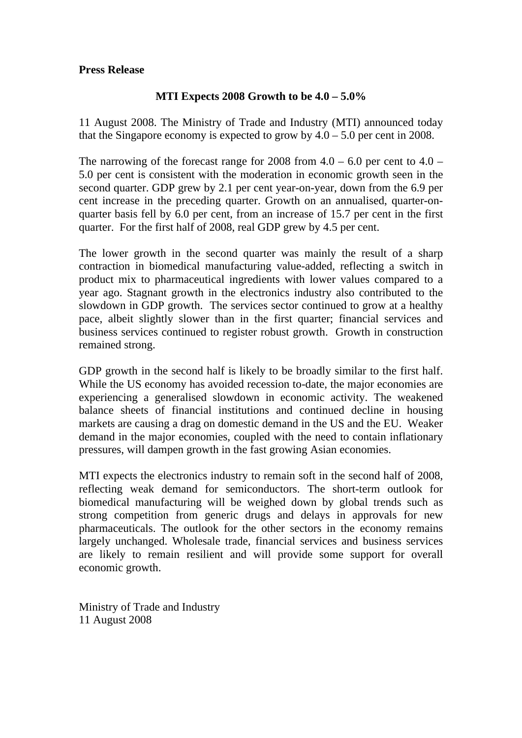**Press Release**

## MTI Expects 2008 Growth to be 4.0 – 5.0%

11 August 2008. The Ministry of Trade and Industry (MTI) announced today that the Singapore economy is expected to grow by 4.0 – 5.0 per cent in 2008.

The narrowing of the forecast range for 2008 from 4.0 – 6.0 per cent to 4.0 – 5.0 per cent is consistent with the moderation in economic growth seen in the second quarter. GDP grew by 2.1 per cent year-on-year, down from the 6.9 per cent increase in the preceding quarter. Growth on an annualised, quarter-on-quarter basis fell by 6.0 per cent, from an increase of 15.7 per cent in the first quarter. For the first half of 2008, real GDP grew by 4.5 per cent.

The lower growth in the second quarter was mainly the result of a sharp contraction in biomedical manufacturing value-added, reflecting a switch in product mix to pharmaceutical ingredients with lower values compared to a year ago. Stagnant growth in the electronics industry also contributed to the slowdown in GDP growth. The services sector continued to grow at a healthy pace, albeit slightly slower than in the first quarter; financial services and business services continued to register robust growth. Growth in construction remained strong.

GDP growth in the second half is likely to be broadly similar to the first half. While the US economy has avoided recession to-date, the major economies are experiencing a generalised slowdown in economic activity. The weakened balance sheets of financial institutions and continued decline in housing markets are causing a drag on domestic demand in the US and the EU. Weaker demand in the major economies, coupled with the need to contain inflationary pressures, will dampen growth in the fast growing Asian economies.

MTI expects the electronics industry to remain soft in the second half of 2008, reflecting weak demand for semiconductors. The short-term outlook for biomedical manufacturing will be weighed down by global trends such as strong competition from generic drugs and delays in approvals for new pharmaceuticals. The outlook for the other sectors in the economy remains largely unchanged. Wholesale trade, financial services and business services are likely to remain resilient and will provide some support for overall economic growth.

Ministry of Trade and Industry
11 August 2008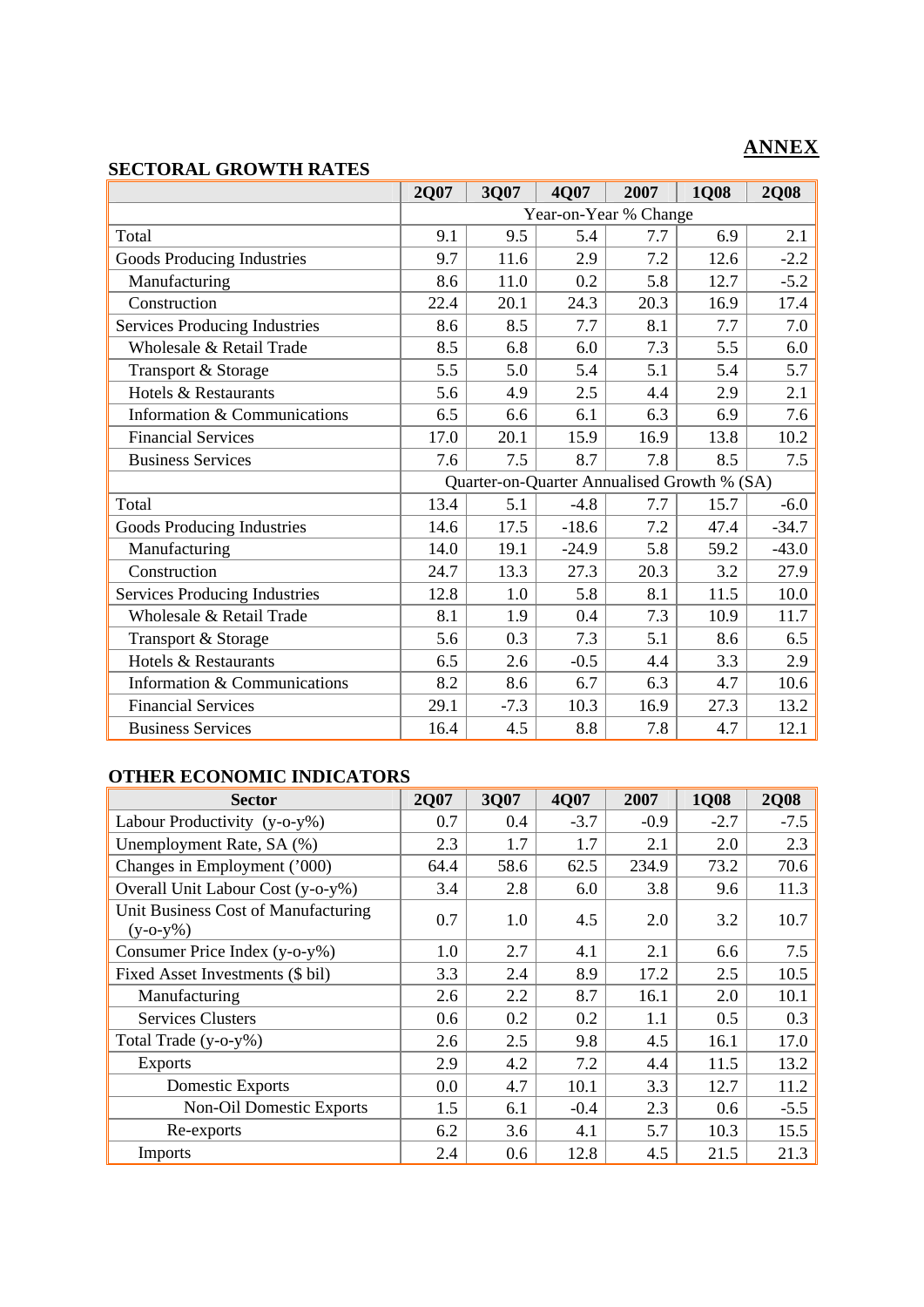## ANNEX

### SECTORAL GROWTH RATES

| | 2Q07 | 3Q07 | 4Q07 | 2007 | 1Q08 | 2Q08 |
|---|---|---|---|---|---|---|
| | Year-on-Year % Change | | | | | |
| Total | 9.1 | 9.5 | 5.4 | 7.7 | 6.9 | 2.1 |
| Goods Producing Industries | 9.7 | 11.6 | 2.9 | 7.2 | 12.6 | -2.2 |
| Manufacturing | 8.6 | 11.0 | 0.2 | 5.8 | 12.7 | -5.2 |
| Construction | 22.4 | 20.1 | 24.3 | 20.3 | 16.9 | 17.4 |
| Services Producing Industries | 8.6 | 8.5 | 7.7 | 8.1 | 7.7 | 7.0 |
| Wholesale & Retail Trade | 8.5 | 6.8 | 6.0 | 7.3 | 5.5 | 6.0 |
| Transport & Storage | 5.5 | 5.0 | 5.4 | 5.1 | 5.4 | 5.7 |
| Hotels & Restaurants | 5.6 | 4.9 | 2.5 | 4.4 | 2.9 | 2.1 |
| Information & Communications | 6.5 | 6.6 | 6.1 | 6.3 | 6.9 | 7.6 |
| Financial Services | 17.0 | 20.1 | 15.9 | 16.9 | 13.8 | 10.2 |
| Business Services | 7.6 | 7.5 | 8.7 | 7.8 | 8.5 | 7.5 |
| | Quarter-on-Quarter Annualised Growth % (SA) | | | | | |
| Total | 13.4 | 5.1 | -4.8 | 7.7 | 15.7 | -6.0 |
| Goods Producing Industries | 14.6 | 17.5 | -18.6 | 7.2 | 47.4 | -34.7 |
| Manufacturing | 14.0 | 19.1 | -24.9 | 5.8 | 59.2 | -43.0 |
| Construction | 24.7 | 13.3 | 27.3 | 20.3 | 3.2 | 27.9 |
| Services Producing Industries | 12.8 | 1.0 | 5.8 | 8.1 | 11.5 | 10.0 |
| Wholesale & Retail Trade | 8.1 | 1.9 | 0.4 | 7.3 | 10.9 | 11.7 |
| Transport & Storage | 5.6 | 0.3 | 7.3 | 5.1 | 8.6 | 6.5 |
| Hotels & Restaurants | 6.5 | 2.6 | -0.5 | 4.4 | 3.3 | 2.9 |
| Information & Communications | 8.2 | 8.6 | 6.7 | 6.3 | 4.7 | 10.6 |
| Financial Services | 29.1 | -7.3 | 10.3 | 16.9 | 27.3 | 13.2 |
| Business Services | 16.4 | 4.5 | 8.8 | 7.8 | 4.7 | 12.1 |

### OTHER ECONOMIC INDICATORS

| Sector | 2Q07 | 3Q07 | 4Q07 | 2007 | 1Q08 | 2Q08 |
|---|---|---|---|---|---|---|
| Labour Productivity (y-o-y%) | 0.7 | 0.4 | -3.7 | -0.9 | -2.7 | -7.5 |
| Unemployment Rate, SA (%) | 2.3 | 1.7 | 1.7 | 2.1 | 2.0 | 2.3 |
| Changes in Employment ('000) | 64.4 | 58.6 | 62.5 | 234.9 | 73.2 | 70.6 |
| Overall Unit Labour Cost (y-o-y%) | 3.4 | 2.8 | 6.0 | 3.8 | 9.6 | 11.3 |
| Unit Business Cost of Manufacturing (y-o-y%) | 0.7 | 1.0 | 4.5 | 2.0 | 3.2 | 10.7 |
| Consumer Price Index (y-o-y%) | 1.0 | 2.7 | 4.1 | 2.1 | 6.6 | 7.5 |
| Fixed Asset Investments ($ bil) | 3.3 | 2.4 | 8.9 | 17.2 | 2.5 | 10.5 |
| Manufacturing | 2.6 | 2.2 | 8.7 | 16.1 | 2.0 | 10.1 |
| Services Clusters | 0.6 | 0.2 | 0.2 | 1.1 | 0.5 | 0.3 |
| Total Trade (y-o-y%) | 2.6 | 2.5 | 9.8 | 4.5 | 16.1 | 17.0 |
| Exports | 2.9 | 4.2 | 7.2 | 4.4 | 11.5 | 13.2 |
| Domestic Exports | 0.0 | 4.7 | 10.1 | 3.3 | 12.7 | 11.2 |
| Non-Oil Domestic Exports | 1.5 | 6.1 | -0.4 | 2.3 | 0.6 | -5.5 |
| Re-exports | 6.2 | 3.6 | 4.1 | 5.7 | 10.3 | 15.5 |
| Imports | 2.4 | 0.6 | 12.8 | 4.5 | 21.5 | 21.3 |